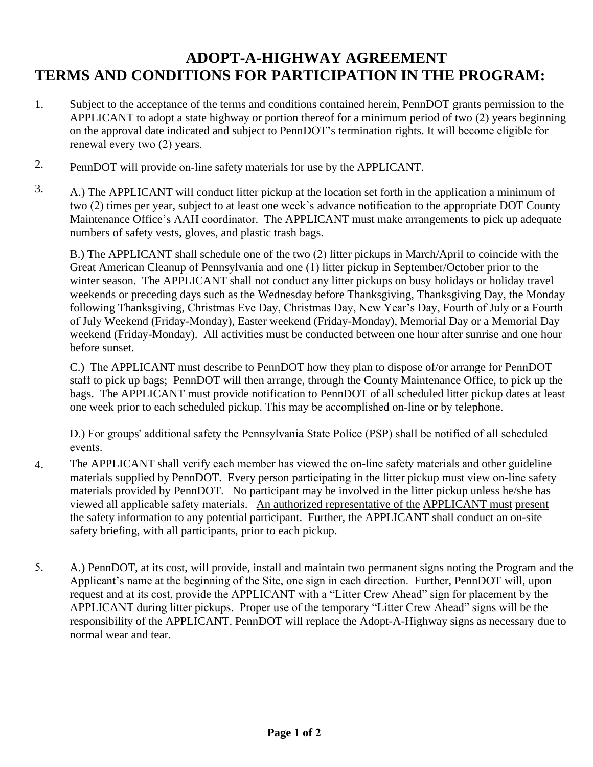# ADOPT-A-HIGHWAY AGREEMENT
# TERMS AND CONDITIONS FOR PARTICIPATION IN THE PROGRAM:

1. Subject to the acceptance of the terms and conditions contained herein, PennDOT grants permission to the APPLICANT to adopt a state highway or portion thereof for a minimum period of two (2) years beginning on the approval date indicated and subject to PennDOT's termination rights. It will become eligible for renewal every two (2) years.

2. PennDOT will provide on-line safety materials for use by the APPLICANT.

3. A.) The APPLICANT will conduct litter pickup at the location set forth in the application a minimum of two (2) times per year, subject to at least one week's advance notification to the appropriate DOT County Maintenance Office's AAH coordinator. The APPLICANT must make arrangements to pick up adequate numbers of safety vests, gloves, and plastic trash bags.

   B.) The APPLICANT shall schedule one of the two (2) litter pickups in March/April to coincide with the Great American Cleanup of Pennsylvania and one (1) litter pickup in September/October prior to the winter season. The APPLICANT shall not conduct any litter pickups on busy holidays or holiday travel weekends or preceding days such as the Wednesday before Thanksgiving, Thanksgiving Day, the Monday following Thanksgiving, Christmas Eve Day, Christmas Day, New Year's Day, Fourth of July or a Fourth of July Weekend (Friday-Monday), Easter weekend (Friday-Monday), Memorial Day or a Memorial Day weekend (Friday-Monday). All activities must be conducted between one hour after sunrise and one hour before sunset.

   C.) The APPLICANT must describe to PennDOT how they plan to dispose of/or arrange for PennDOT staff to pick up bags; PennDOT will then arrange, through the County Maintenance Office, to pick up the bags. The APPLICANT must provide notification to PennDOT of all scheduled litter pickup dates at least one week prior to each scheduled pickup. This may be accomplished on-line or by telephone.

   D.) For groups' additional safety the Pennsylvania State Police (PSP) shall be notified of all scheduled events.

4. The APPLICANT shall verify each member has viewed the on-line safety materials and other guideline materials supplied by PennDOT. Every person participating in the litter pickup must view on-line safety materials provided by PennDOT. No participant may be involved in the litter pickup unless he/she has viewed all applicable safety materials. <u>An authorized representative of the APPLICANT must present the safety information to any potential participant</u>. Further, the APPLICANT shall conduct an on-site safety briefing, with all participants, prior to each pickup.

5. A.) PennDOT, at its cost, will provide, install and maintain two permanent signs noting the Program and the Applicant's name at the beginning of the Site, one sign in each direction. Further, PennDOT will, upon request and at its cost, provide the APPLICANT with a "Litter Crew Ahead" sign for placement by the APPLICANT during litter pickups. Proper use of the temporary "Litter Crew Ahead" signs will be the responsibility of the APPLICANT. PennDOT will replace the Adopt-A-Highway signs as necessary due to normal wear and tear.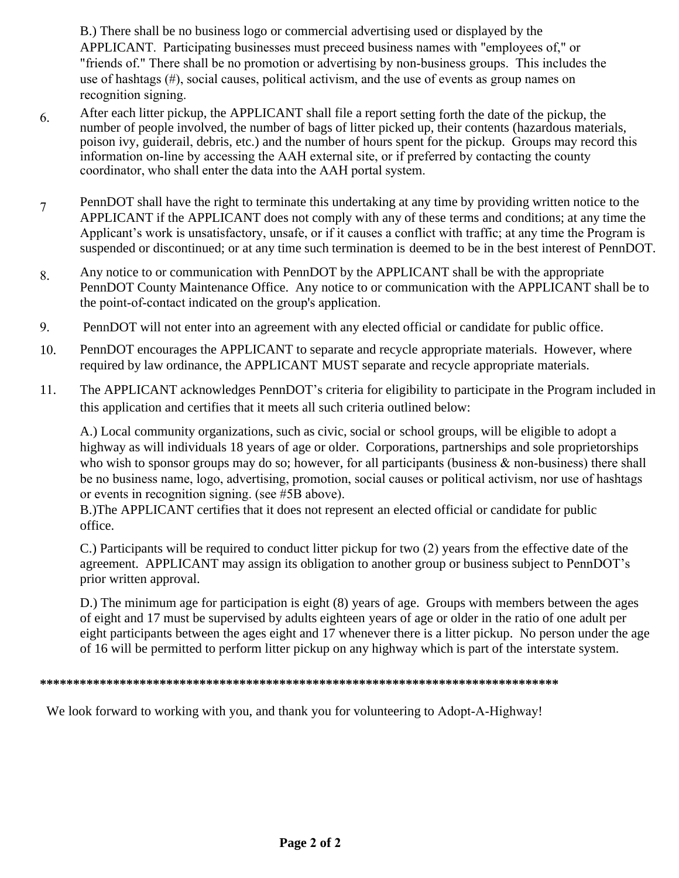B.) There shall be no business logo or commercial advertising used or displayed by the APPLICANT. Participating businesses must preceed business names with "employees of," or "friends of." There shall be no promotion or advertising by non-business groups. This includes the use of hashtags (#), social causes, political activism, and the use of events as group names on recognition signing.

6. After each litter pickup, the APPLICANT shall file a report setting forth the date of the pickup, the number of people involved, the number of bags of litter picked up, their contents (hazardous materials, poison ivy, guiderail, debris, etc.) and the number of hours spent for the pickup. Groups may record this information on-line by accessing the AAH external site, or if preferred by contacting the county coordinator, who shall enter the data into the AAH portal system.

7 PennDOT shall have the right to terminate this undertaking at any time by providing written notice to the APPLICANT if the APPLICANT does not comply with any of these terms and conditions; at any time the Applicant's work is unsatisfactory, unsafe, or if it causes a conflict with traffic; at any time the Program is suspended or discontinued; or at any time such termination is deemed to be in the best interest of PennDOT.

8. Any notice to or communication with PennDOT by the APPLICANT shall be with the appropriate PennDOT County Maintenance Office. Any notice to or communication with the APPLICANT shall be to the point-of-contact indicated on the group's application.

9. PennDOT will not enter into an agreement with any elected official or candidate for public office.

10. PennDOT encourages the APPLICANT to separate and recycle appropriate materials. However, where required by law ordinance, the APPLICANT MUST separate and recycle appropriate materials.

11. The APPLICANT acknowledges PennDOT's criteria for eligibility to participate in the Program included in this application and certifies that it meets all such criteria outlined below:

A.) Local community organizations, such as civic, social or school groups, will be eligible to adopt a highway as will individuals 18 years of age or older. Corporations, partnerships and sole proprietorships who wish to sponsor groups may do so; however, for all participants (business & non-business) there shall be no business name, logo, advertising, promotion, social causes or political activism, nor use of hashtags or events in recognition signing. (see #5B above).
B.)The APPLICANT certifies that it does not represent an elected official or candidate for public office.

C.) Participants will be required to conduct litter pickup for two (2) years from the effective date of the agreement. APPLICANT may assign its obligation to another group or business subject to PennDOT's prior written approval.

D.) The minimum age for participation is eight (8) years of age. Groups with members between the ages of eight and 17 must be supervised by adults eighteen years of age or older in the ratio of one adult per eight participants between the ages eight and 17 whenever there is a litter pickup. No person under the age of 16 will be permitted to perform litter pickup on any highway which is part of the interstate system.

********************************************************************************

We look forward to working with you, and thank you for volunteering to Adopt-A-Highway!